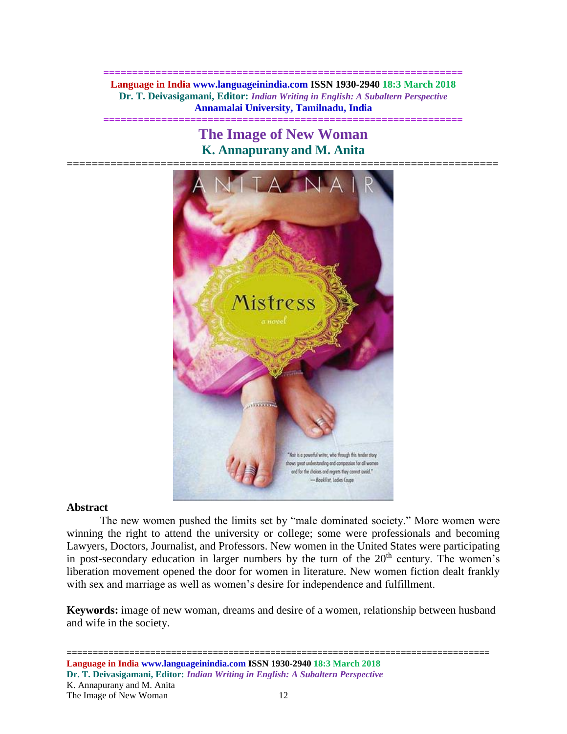# The Image of New Woman

## K. Annapurany and M. Anita

### Abstract

The new women pushed the limits set by "male dominated society." More women were winning the right to attend the university or college; some were professionals and becoming Lawyers, Doctors, Journalist, and Professors. New women in the United States were participating in post-secondary education in larger numbers by the turn of the 20th century. The women's liberation movement opened the door for women in literature. New women fiction dealt frankly with sex and marriage as well as women's desire for independence and fulfillment.

**Keywords:** image of new woman, dreams and desire of a women, relationship between husband and wife in the society.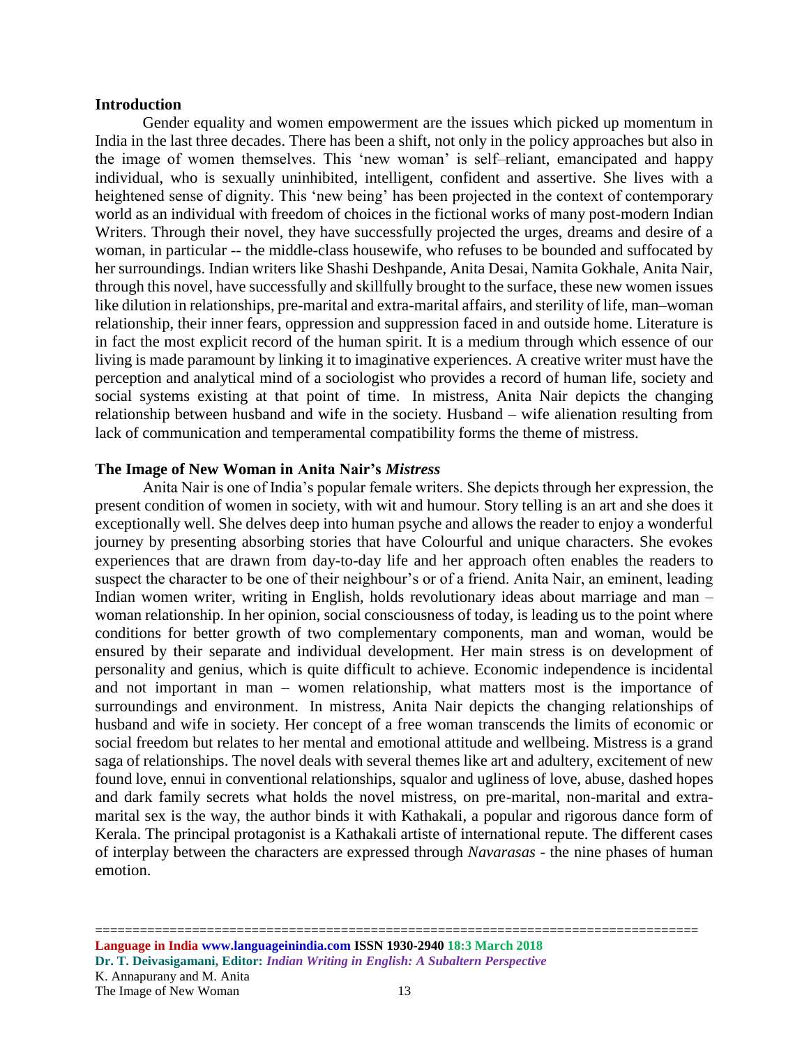## Introduction

Gender equality and women empowerment are the issues which picked up momentum in India in the last three decades. There has been a shift, not only in the policy approaches but also in the image of women themselves. This 'new woman' is self–reliant, emancipated and happy individual, who is sexually uninhibited, intelligent, confident and assertive. She lives with a heightened sense of dignity. This 'new being' has been projected in the context of contemporary world as an individual with freedom of choices in the fictional works of many post-modern Indian Writers. Through their novel, they have successfully projected the urges, dreams and desire of a woman, in particular -- the middle-class housewife, who refuses to be bounded and suffocated by her surroundings. Indian writers like Shashi Deshpande, Anita Desai, Namita Gokhale, Anita Nair, through this novel, have successfully and skillfully brought to the surface, these new women issues like dilution in relationships, pre-marital and extra-marital affairs, and sterility of life, man–woman relationship, their inner fears, oppression and suppression faced in and outside home. Literature is in fact the most explicit record of the human spirit. It is a medium through which essence of our living is made paramount by linking it to imaginative experiences. A creative writer must have the perception and analytical mind of a sociologist who provides a record of human life, society and social systems existing at that point of time. In mistress, Anita Nair depicts the changing relationship between husband and wife in the society. Husband – wife alienation resulting from lack of communication and temperamental compatibility forms the theme of mistress.

## The Image of New Woman in Anita Nair's *Mistress*

Anita Nair is one of India's popular female writers. She depicts through her expression, the present condition of women in society, with wit and humour. Story telling is an art and she does it exceptionally well. She delves deep into human psyche and allows the reader to enjoy a wonderful journey by presenting absorbing stories that have Colourful and unique characters. She evokes experiences that are drawn from day-to-day life and her approach often enables the readers to suspect the character to be one of their neighbour's or of a friend. Anita Nair, an eminent, leading Indian women writer, writing in English, holds revolutionary ideas about marriage and man – woman relationship. In her opinion, social consciousness of today, is leading us to the point where conditions for better growth of two complementary components, man and woman, would be ensured by their separate and individual development. Her main stress is on development of personality and genius, which is quite difficult to achieve. Economic independence is incidental and not important in man – women relationship, what matters most is the importance of surroundings and environment. In mistress, Anita Nair depicts the changing relationships of husband and wife in society. Her concept of a free woman transcends the limits of economic or social freedom but relates to her mental and emotional attitude and wellbeing. Mistress is a grand saga of relationships. The novel deals with several themes like art and adultery, excitement of new found love, ennui in conventional relationships, squalor and ugliness of love, abuse, dashed hopes and dark family secrets what holds the novel mistress, on pre-marital, non-marital and extra-marital sex is the way, the author binds it with Kathakali, a popular and rigorous dance form of Kerala. The principal protagonist is a Kathakali artiste of international repute. The different cases of interplay between the characters are expressed through *Navarasas* - the nine phases of human emotion.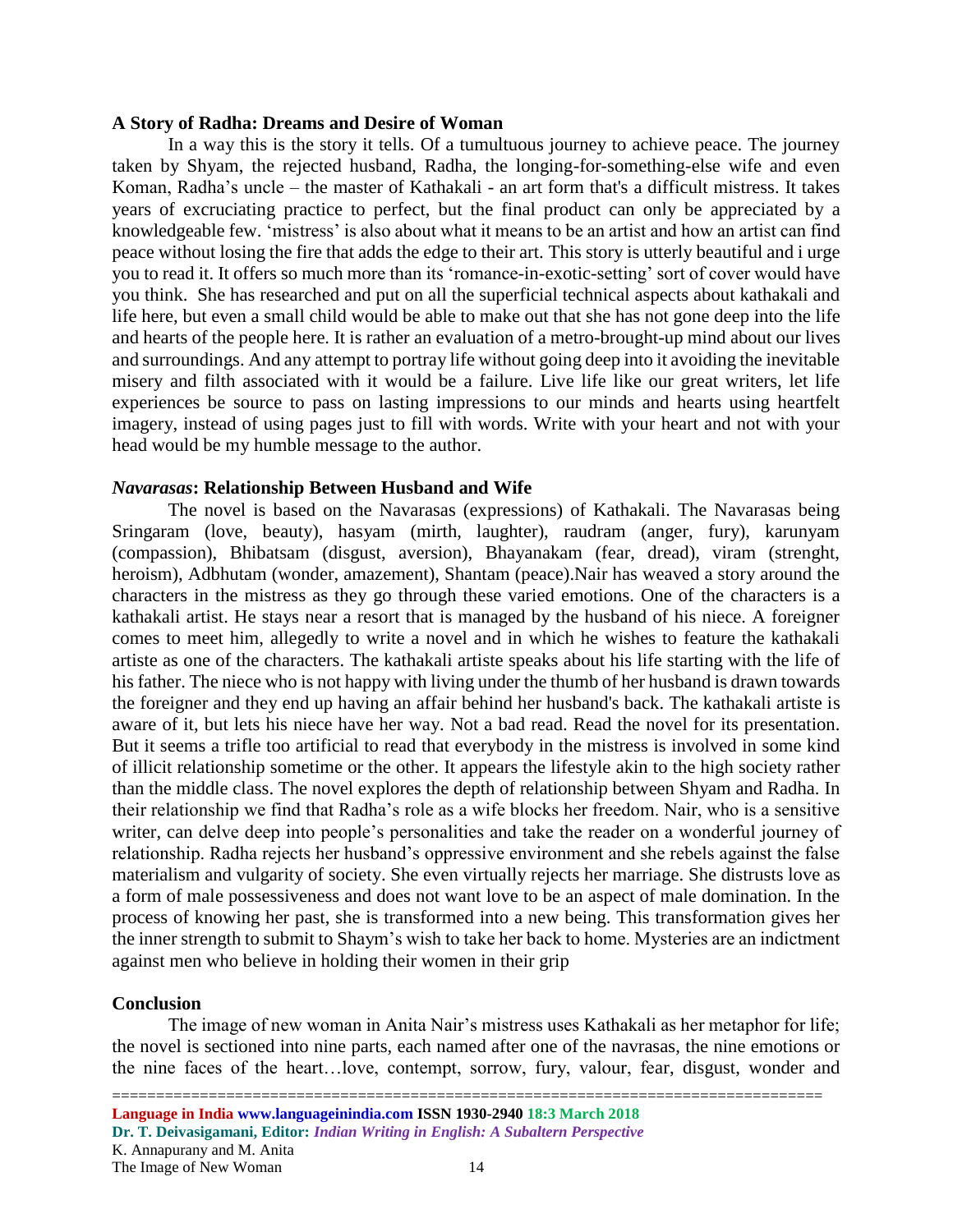### A Story of Radha: Dreams and Desire of Woman

In a way this is the story it tells. Of a tumultuous journey to achieve peace. The journey taken by Shyam, the rejected husband, Radha, the longing-for-something-else wife and even Koman, Radha's uncle – the master of Kathakali - an art form that's a difficult mistress. It takes years of excruciating practice to perfect, but the final product can only be appreciated by a knowledgeable few. 'mistress' is also about what it means to be an artist and how an artist can find peace without losing the fire that adds the edge to their art. This story is utterly beautiful and i urge you to read it. It offers so much more than its 'romance-in-exotic-setting' sort of cover would have you think. She has researched and put on all the superficial technical aspects about kathakali and life here, but even a small child would be able to make out that she has not gone deep into the life and hearts of the people here. It is rather an evaluation of a metro-brought-up mind about our lives and surroundings. And any attempt to portray life without going deep into it avoiding the inevitable misery and filth associated with it would be a failure. Live life like our great writers, let life experiences be source to pass on lasting impressions to our minds and hearts using heartfelt imagery, instead of using pages just to fill with words. Write with your heart and not with your head would be my humble message to the author.

### *Navarasas*: Relationship Between Husband and Wife

The novel is based on the Navarasas (expressions) of Kathakali. The Navarasas being Sringaram (love, beauty), hasyam (mirth, laughter), raudram (anger, fury), karunyam (compassion), Bhibatsam (disgust, aversion), Bhayanakam (fear, dread), viram (strenght, heroism), Adbhutam (wonder, amazement), Shantam (peace).Nair has weaved a story around the characters in the mistress as they go through these varied emotions. One of the characters is a kathakali artist. He stays near a resort that is managed by the husband of his niece. A foreigner comes to meet him, allegedly to write a novel and in which he wishes to feature the kathakali artiste as one of the characters. The kathakali artiste speaks about his life starting with the life of his father. The niece who is not happy with living under the thumb of her husband is drawn towards the foreigner and they end up having an affair behind her husband's back. The kathakali artiste is aware of it, but lets his niece have her way. Not a bad read. Read the novel for its presentation. But it seems a trifle too artificial to read that everybody in the mistress is involved in some kind of illicit relationship sometime or the other. It appears the lifestyle akin to the high society rather than the middle class. The novel explores the depth of relationship between Shyam and Radha. In their relationship we find that Radha's role as a wife blocks her freedom. Nair, who is a sensitive writer, can delve deep into people's personalities and take the reader on a wonderful journey of relationship. Radha rejects her husband's oppressive environment and she rebels against the false materialism and vulgarity of society. She even virtually rejects her marriage. She distrusts love as a form of male possessiveness and does not want love to be an aspect of male domination. In the process of knowing her past, she is transformed into a new being. This transformation gives her the inner strength to submit to Shaym's wish to take her back to home. Mysteries are an indictment against men who believe in holding their women in their grip

### Conclusion

The image of new woman in Anita Nair's mistress uses Kathakali as her metaphor for life; the novel is sectioned into nine parts, each named after one of the navrasas, the nine emotions or the nine faces of the heart…love, contempt, sorrow, fury, valour, fear, disgust, wonder and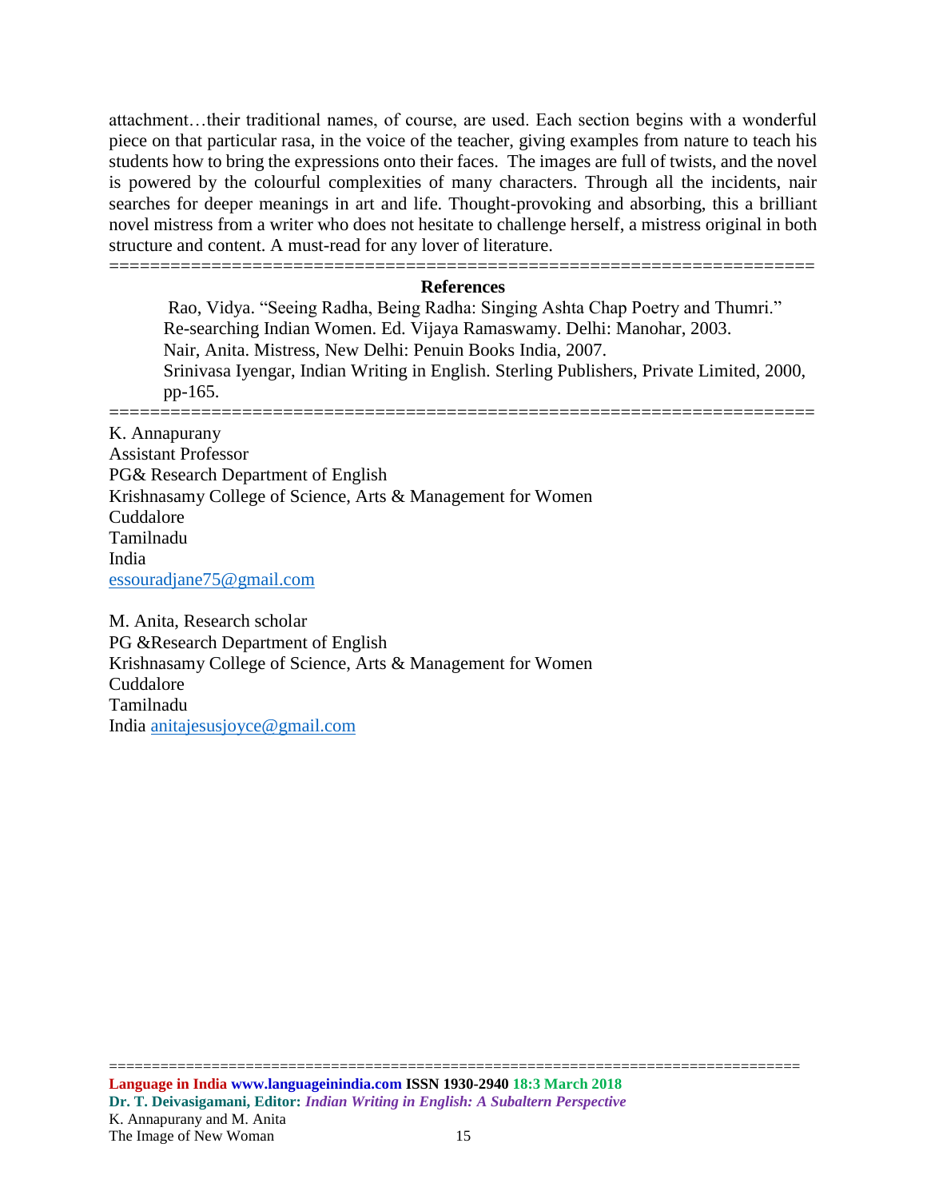attachment…their traditional names, of course, are used. Each section begins with a wonderful piece on that particular rasa, in the voice of the teacher, giving examples from nature to teach his students how to bring the expressions onto their faces. The images are full of twists, and the novel is powered by the colourful complexities of many characters. Through all the incidents, nair searches for deeper meanings in art and life. Thought-provoking and absorbing, this a brilliant novel mistress from a writer who does not hesitate to challenge herself, a mistress original in both structure and content. A must-read for any lover of literature.

====================================================================

## References

Rao, Vidya. "Seeing Radha, Being Radha: Singing Ashta Chap Poetry and Thumri." Re-searching Indian Women. Ed. Vijaya Ramaswamy. Delhi: Manohar, 2003.

Nair, Anita. Mistress, New Delhi: Penuin Books India, 2007.

Srinivasa Iyengar, Indian Writing in English. Sterling Publishers, Private Limited, 2000, pp-165.

====================================================================

K. Annapurany
Assistant Professor
PG& Research Department of English
Krishnasamy College of Science, Arts & Management for Women
Cuddalore
Tamilnadu
India
essouradjane75@gmail.com

M. Anita, Research scholar
PG &Research Department of English
Krishnasamy College of Science, Arts & Management for Women
Cuddalore
Tamilnadu
India anitajesusjoyce@gmail.com